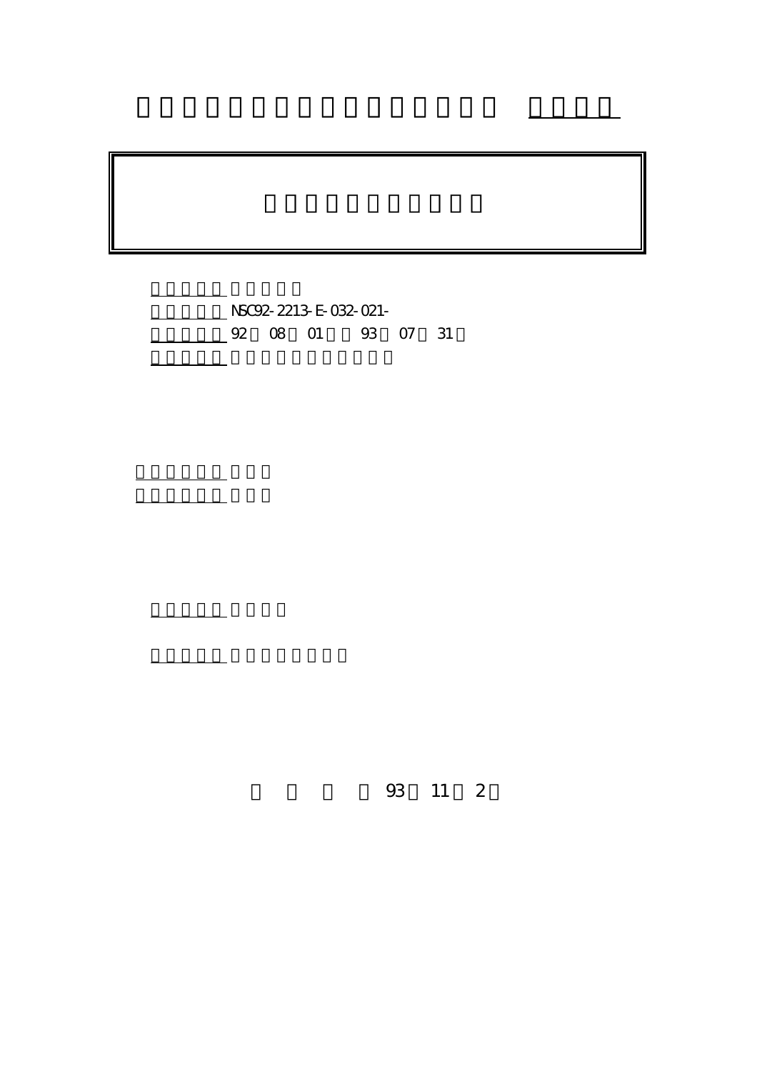NSC92-2213-E-032-021-

92 08 01 93 07 31

93 11 2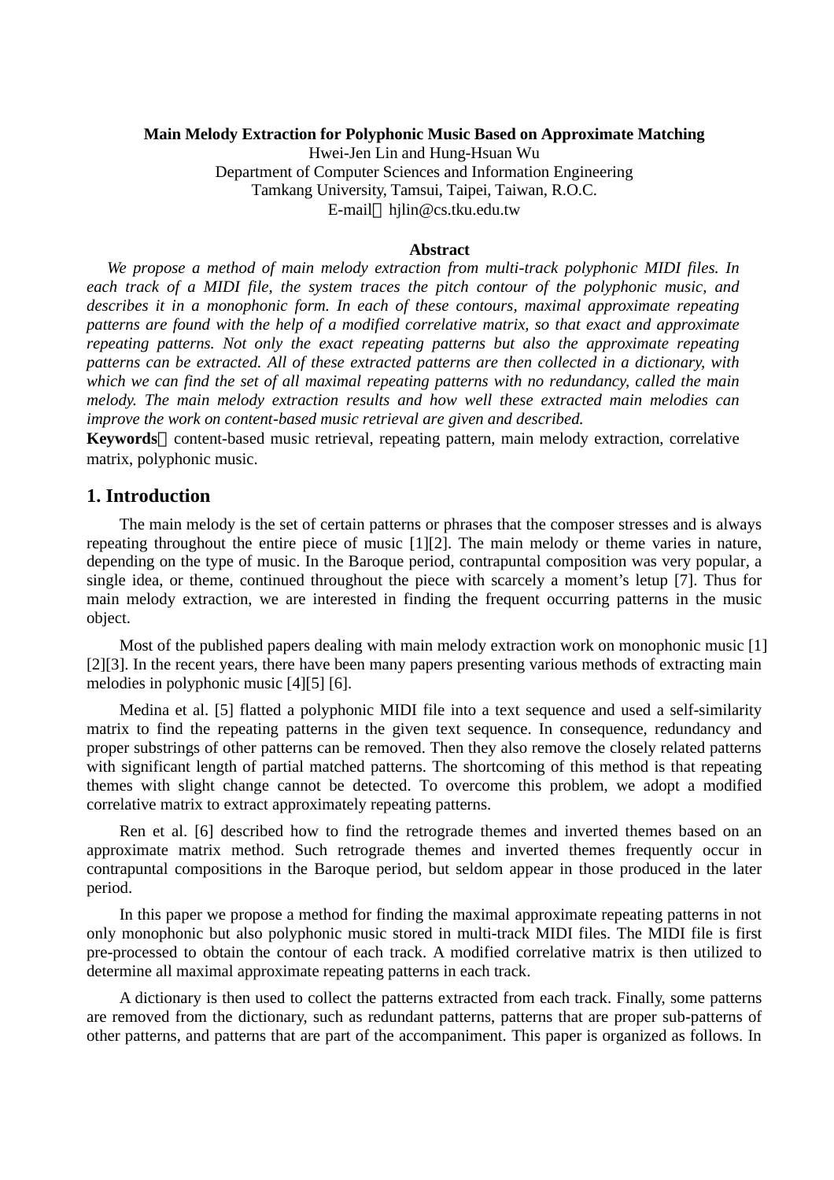**Main Melody Extraction for Polyphonic Music Based on Approximate Matching**

Hwei-Jen Lin and Hung-Hsuan Wu

Department of Computer Sciences and Information Engineering

Tamkang University, Tamsui, Taipei, Taiwan, R.O.C.

E-mail：hjlin@cs.tku.edu.tw

**Abstract**

*We propose a method of main melody extraction from multi-track polyphonic MIDI files. In each track of a MIDI file, the system traces the pitch contour of the polyphonic music, and describes it in a monophonic form. In each of these contours, maximal approximate repeating patterns are found with the help of a modified correlative matrix, so that exact and approximate repeating patterns. Not only the exact repeating patterns but also the approximate repeating patterns can be extracted. All of these extracted patterns are then collected in a dictionary, with which we can find the set of all maximal repeating patterns with no redundancy, called the main melody. The main melody extraction results and how well these extracted main melodies can improve the work on content-based music retrieval are given and described.*

**Keywords**：content-based music retrieval, repeating pattern, main melody extraction, correlative matrix, polyphonic music.

## 1. Introduction

The main melody is the set of certain patterns or phrases that the composer stresses and is always repeating throughout the entire piece of music [1][2]. The main melody or theme varies in nature, depending on the type of music. In the Baroque period, contrapuntal composition was very popular, a single idea, or theme, continued throughout the piece with scarcely a moment's letup [7]. Thus for main melody extraction, we are interested in finding the frequent occurring patterns in the music object.

Most of the published papers dealing with main melody extraction work on monophonic music [1][2][3]. In the recent years, there have been many papers presenting various methods of extracting main melodies in polyphonic music [4][5] [6].

Medina et al. [5] flatted a polyphonic MIDI file into a text sequence and used a self-similarity matrix to find the repeating patterns in the given text sequence. In consequence, redundancy and proper substrings of other patterns can be removed. Then they also remove the closely related patterns with significant length of partial matched patterns. The shortcoming of this method is that repeating themes with slight change cannot be detected. To overcome this problem, we adopt a modified correlative matrix to extract approximately repeating patterns.

Ren et al. [6] described how to find the retrograde themes and inverted themes based on an approximate matrix method. Such retrograde themes and inverted themes frequently occur in contrapuntal compositions in the Baroque period, but seldom appear in those produced in the later period.

In this paper we propose a method for finding the maximal approximate repeating patterns in not only monophonic but also polyphonic music stored in multi-track MIDI files. The MIDI file is first pre-processed to obtain the contour of each track. A modified correlative matrix is then utilized to determine all maximal approximate repeating patterns in each track.

A dictionary is then used to collect the patterns extracted from each track. Finally, some patterns are removed from the dictionary, such as redundant patterns, patterns that are proper sub-patterns of other patterns, and patterns that are part of the accompaniment. This paper is organized as follows. In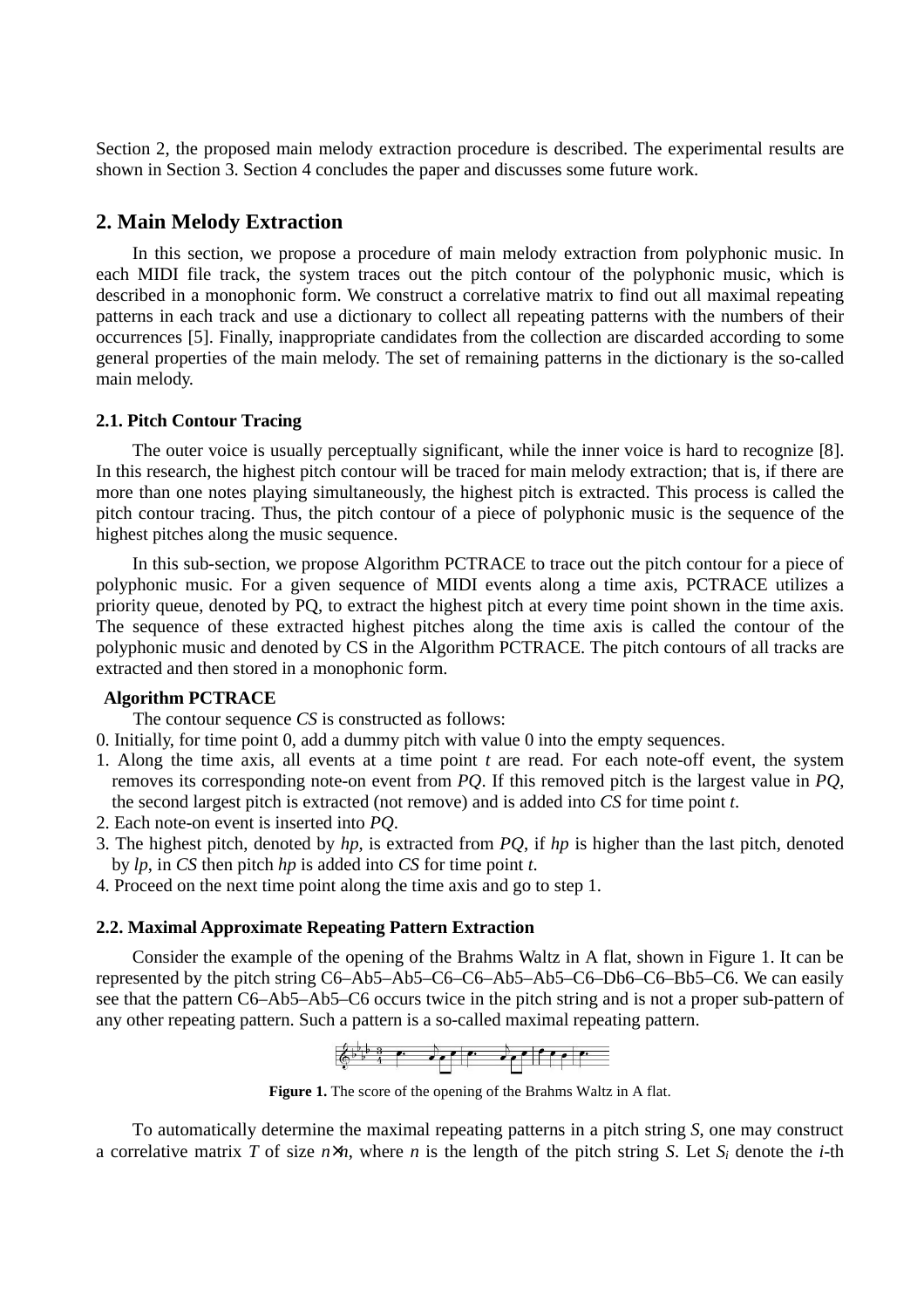Section 2, the proposed main melody extraction procedure is described. The experimental results are shown in Section 3. Section 4 concludes the paper and discusses some future work.

## 2. Main Melody Extraction

In this section, we propose a procedure of main melody extraction from polyphonic music. In each MIDI file track, the system traces out the pitch contour of the polyphonic music, which is described in a monophonic form. We construct a correlative matrix to find out all maximal repeating patterns in each track and use a dictionary to collect all repeating patterns with the numbers of their occurrences [5]. Finally, inappropriate candidates from the collection are discarded according to some general properties of the main melody. The set of remaining patterns in the dictionary is the so-called main melody.

### 2.1. Pitch Contour Tracing

The outer voice is usually perceptually significant, while the inner voice is hard to recognize [8]. In this research, the highest pitch contour will be traced for main melody extraction; that is, if there are more than one notes playing simultaneously, the highest pitch is extracted. This process is called the pitch contour tracing. Thus, the pitch contour of a piece of polyphonic music is the sequence of the highest pitches along the music sequence.

In this sub-section, we propose Algorithm PCTRACE to trace out the pitch contour for a piece of polyphonic music. For a given sequence of MIDI events along a time axis, PCTRACE utilizes a priority queue, denoted by PQ, to extract the highest pitch at every time point shown in the time axis. The sequence of these extracted highest pitches along the time axis is called the contour of the polyphonic music and denoted by CS in the Algorithm PCTRACE. The pitch contours of all tracks are extracted and then stored in a monophonic form.

**Algorithm PCTRACE**

The contour sequence *CS* is constructed as follows:

0. Initially, for time point 0, add a dummy pitch with value 0 into the empty sequences.
1. Along the time axis, all events at a time point *t* are read. For each note-off event, the system removes its corresponding note-on event from *PQ*. If this removed pitch is the largest value in *PQ*, the second largest pitch is extracted (not remove) and is added into *CS* for time point *t*.
2. Each note-on event is inserted into *PQ*.
3. The highest pitch, denoted by *hp*, is extracted from *PQ*, if *hp* is higher than the last pitch, denoted by *lp*, in *CS* then pitch *hp* is added into *CS* for time point *t*.
4. Proceed on the next time point along the time axis and go to step 1.

### 2.2. Maximal Approximate Repeating Pattern Extraction

Consider the example of the opening of the Brahms Waltz in A flat, shown in Figure 1. It can be represented by the pitch string C6–Ab5–Ab5–C6–C6–Ab5–Ab5–C6–Db6–C6–Bb5–C6. We can easily see that the pattern C6–Ab5–Ab5–C6 occurs twice in the pitch string and is not a proper sub-pattern of any other repeating pattern. Such a pattern is a so-called maximal repeating pattern.

**Figure 1.** The score of the opening of the Brahms Waltz in A flat.

To automatically determine the maximal repeating patterns in a pitch string *S*, one may construct a correlative matrix *T* of size $n \times n$, where *n* is the length of the pitch string *S*. Let $S_i$ denote the *i*-th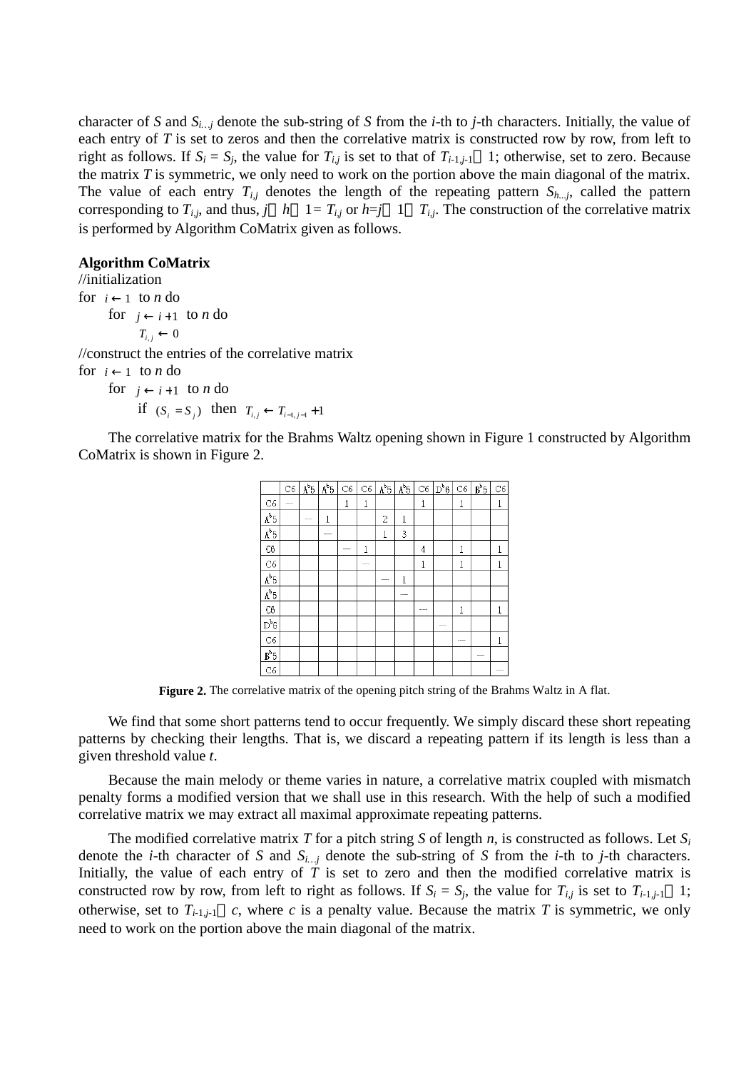character of $S$ and $S_{i...j}$ denote the sub-string of $S$ from the $i$-th to $j$-th characters. Initially, the value of each entry of $T$ is set to zeros and then the correlative matrix is constructed row by row, from left to right as follows. If $S_i = S_j$, the value for $T_{i,j}$ is set to that of $T_{i-1,j-1} + 1$; otherwise, set to zero. Because the matrix $T$ is symmetric, we only need to work on the portion above the main diagonal of the matrix. The value of each entry $T_{i,j}$ denotes the length of the repeating pattern $S_{h...j}$, called the pattern corresponding to $T_{i,j}$, and thus, $j - h + 1 = T_{i,j}$ or $h = j + 1 - T_{i,j}$. The construction of the correlative matrix is performed by Algorithm CoMatrix given as follows.

**Algorithm CoMatrix**

```
//initialization
for i ← 1 to n do
    for j ← i + 1 to n do
        T_{i,j} ← 0
//construct the entries of the correlative matrix
for i ← 1 to n do
    for j ← i + 1 to n do
        if (S_i = S_j) then T_{i,j} ← T_{i-1,j-1} + 1
```

The correlative matrix for the Brahms Waltz opening shown in Figure 1 constructed by Algorithm CoMatrix is shown in Figure 2.

| | C6 | A♭5 | A♭5 | C6 | C6 | A♭5 | A♭5 | C6 | D♭6 | C6 | B♭5 | C6 |
|---|---|---|---|---|---|---|---|---|---|---|---|---|
| C6 | — | | | 1 | 1 | | | 1 | | 1 | | 1 |
| A♭5 | | — | 1 | | | 2 | 1 | | | | | |
| A♭5 | | | — | | | 1 | 3 | | | | | |
| C6 | | | | — | 1 | | | 4 | | 1 | | 1 |
| C6 | | | | | — | | | 1 | | 1 | | 1 |
| A♭5 | | | | | | — | 1 | | | | | |
| A♭5 | | | | | | | — | | | | | |
| C6 | | | | | | | | — | | 1 | | 1 |
| D♭6 | | | | | | | | | — | | | |
| C6 | | | | | | | | | | — | | 1 |
| B♭5 | | | | | | | | | | | — | |
| C6 | | | | | | | | | | | | — |

**Figure 2.** The correlative matrix of the opening pitch string of the Brahms Waltz in A flat.

We find that some short patterns tend to occur frequently. We simply discard these short repeating patterns by checking their lengths. That is, we discard a repeating pattern if its length is less than a given threshold value $t$.

Because the main melody or theme varies in nature, a correlative matrix coupled with mismatch penalty forms a modified version that we shall use in this research. With the help of such a modified correlative matrix we may extract all maximal approximate repeating patterns.

The modified correlative matrix $T$ for a pitch string $S$ of length $n$, is constructed as follows. Let $S_i$ denote the $i$-th character of $S$ and $S_{i...j}$ denote the sub-string of $S$ from the $i$-th to $j$-th characters. Initially, the value of each entry of $T$ is set to zero and then the modified correlative matrix is constructed row by row, from left to right as follows. If $S_i = S_j$, the value for $T_{i,j}$ is set to $T_{i-1,j-1} + 1$; otherwise, set to $T_{i-1,j-1} - c$, where $c$ is a penalty value. Because the matrix $T$ is symmetric, we only need to work on the portion above the main diagonal of the matrix.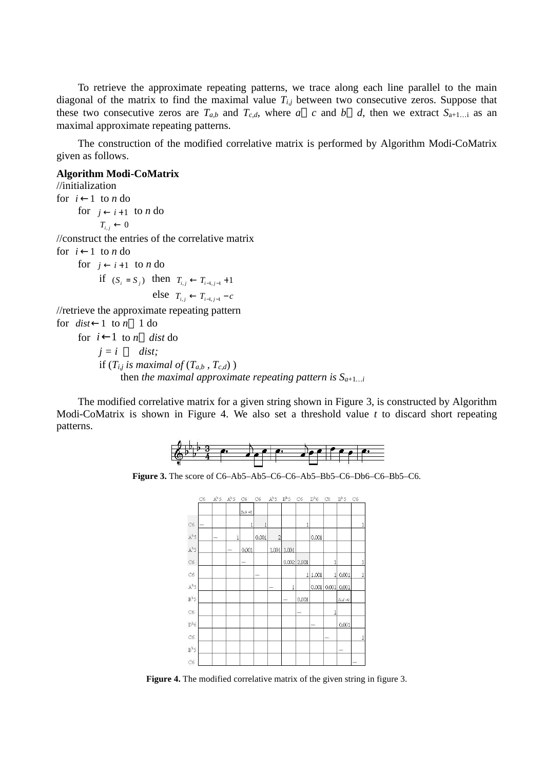To retrieve the approximate repeating patterns, we trace along each line parallel to the main diagonal of the matrix to find the maximal value $T_{i,j}$ between two consecutive zeros. Suppose that these two consecutive zeros are $T_{a,b}$ and $T_{c,d}$, where $a < c$ and $b < d$, then we extract $S_{a+1…i}$ as an maximal approximate repeating patterns.

The construction of the modified correlative matrix is performed by Algorithm Modi-CoMatrix given as follows.

**Algorithm Modi-CoMatrix**

//initialization
for $i \leftarrow 1$ to $n$ do
 for $j \leftarrow i+1$ to $n$ do
  $T_{i,j} \leftarrow 0$
//construct the entries of the correlative matrix
for $i \leftarrow 1$ to $n$ do
 for $j \leftarrow i+1$ to $n$ do
  if $(S_i = S_j)$ then $T_{i,j} \leftarrow T_{i-1,j-1} + 1$
        else $T_{i,j} \leftarrow T_{i-1,j-1} - c$
//retrieve the approximate repeating pattern
for $dist \leftarrow 1$ to $n - 1$ do
 for $i \leftarrow 1$ to $n - dist$ do
  $j = i + dist;$
  if ($T_{i,j}$ *is maximal of* $(T_{a,b}, T_{c,d})$ )
   then *the maximal approximate repeating pattern is* $S_{a+1…i}$

The modified correlative matrix for a given string shown in Figure 3, is constructed by Algorithm Modi-CoMatrix is shown in Figure 4. We also set a threshold value $t$ to discard short repeating patterns.

**Figure 3.** The score of C6–Ab5–Ab5–C6–C6–Ab5–Bb5–C6–Db6–C6–Bb5–C6.

| | C6 | A♭5 | A♭5 | C6 | C6 | A♭5 | B♭5 | C6 | D♭6 | C6 | B♭5 | C6 |
|---|---|---|---|---|---|---|---|---|---|---|---|---|
| | | | | $T_{a,b}=0$ | | | | | | | | |
| C6 | – | | | 1 | 1 | | | 1 | | | | 1 |
| A♭5 | | – | 1 | | 0.001 | 2 | | | 0.001 | | | |
| A♭5 | | | – | 0.001 | | 1.001 | 1.001 | | | | | |
| C6 | | | | – | | | 0.002 | 2.001 | | 1 | | 1 |
| C6 | | | | | – | | | 1 | 1.001 | 1 | 0.001 | 1 |
| A♭5 | | | | | | – | 1 | | 0.001 | 0.001 | 0.001 | |
| B♭5 | | | | | | | – | 0.001 | | | $T_{c,d}=0$ | |
| C6 | | | | | | | | – | | 1 | | |
| D♭6 | | | | | | | | | – | | 0.001 | |
| C6 | | | | | | | | | | – | | 1 |
| B♭5 | | | | | | | | | | | – | |
| C6 | | | | | | | | | | | | – |

**Figure 4.** The modified correlative matrix of the given string in figure 3.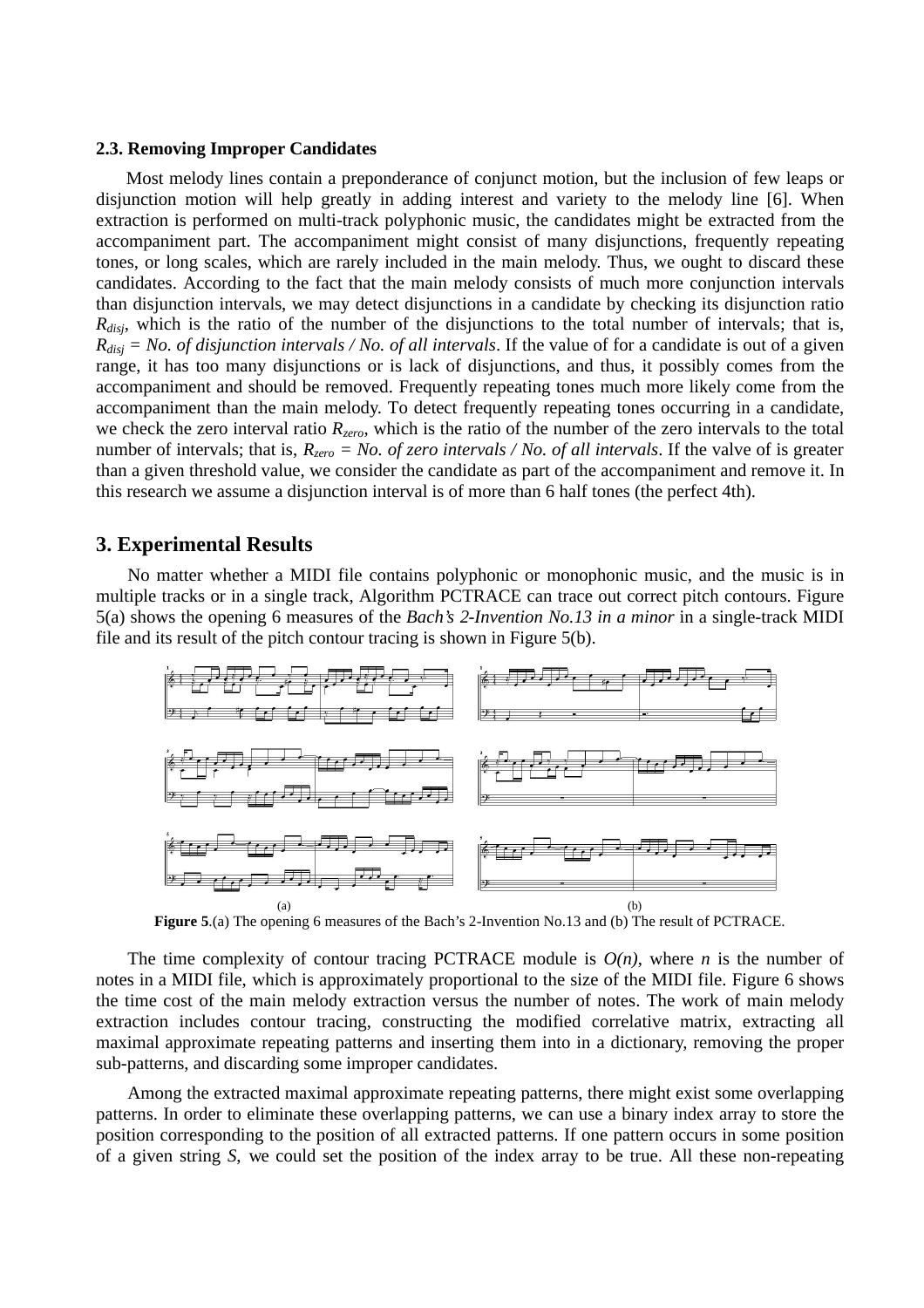### 2.3. Removing Improper Candidates

Most melody lines contain a preponderance of conjunct motion, but the inclusion of few leaps or disjunction motion will help greatly in adding interest and variety to the melody line [6]. When extraction is performed on multi-track polyphonic music, the candidates might be extracted from the accompaniment part. The accompaniment might consist of many disjunctions, frequently repeating tones, or long scales, which are rarely included in the main melody. Thus, we ought to discard these candidates. According to the fact that the main melody consists of much more conjunction intervals than disjunction intervals, we may detect disjunctions in a candidate by checking its disjunction ratio $R_{disj}$, which is the ratio of the number of the disjunctions to the total number of intervals; that is, $R_{disj}$ = *No. of disjunction intervals / No. of all intervals*. If the value of for a candidate is out of a given range, it has too many disjunctions or is lack of disjunctions, and thus, it possibly comes from the accompaniment and should be removed. Frequently repeating tones much more likely come from the accompaniment than the main melody. To detect frequently repeating tones occurring in a candidate, we check the zero interval ratio $R_{zero}$, which is the ratio of the number of the zero intervals to the total number of intervals; that is, $R_{zero}$ = *No. of zero intervals / No. of all intervals*. If the valve of is greater than a given threshold value, we consider the candidate as part of the accompaniment and remove it. In this research we assume a disjunction interval is of more than 6 half tones (the perfect 4th).

## 3. Experimental Results

No matter whether a MIDI file contains polyphonic or monophonic music, and the music is in multiple tracks or in a single track, Algorithm PCTRACE can trace out correct pitch contours. Figure 5(a) shows the opening 6 measures of the *Bach's 2-Invention No.13 in a minor* in a single-track MIDI file and its result of the pitch contour tracing is shown in Figure 5(b).

(a) (b)

**Figure 5**.(a) The opening 6 measures of the Bach's 2-Invention No.13 and (b) The result of PCTRACE.

The time complexity of contour tracing PCTRACE module is *O(n)*, where *n* is the number of notes in a MIDI file, which is approximately proportional to the size of the MIDI file. Figure 6 shows the time cost of the main melody extraction versus the number of notes. The work of main melody extraction includes contour tracing, constructing the modified correlative matrix, extracting all maximal approximate repeating patterns and inserting them into in a dictionary, removing the proper sub-patterns, and discarding some improper candidates.

Among the extracted maximal approximate repeating patterns, there might exist some overlapping patterns. In order to eliminate these overlapping patterns, we can use a binary index array to store the position corresponding to the position of all extracted patterns. If one pattern occurs in some position of a given string *S*, we could set the position of the index array to be true. All these non-repeating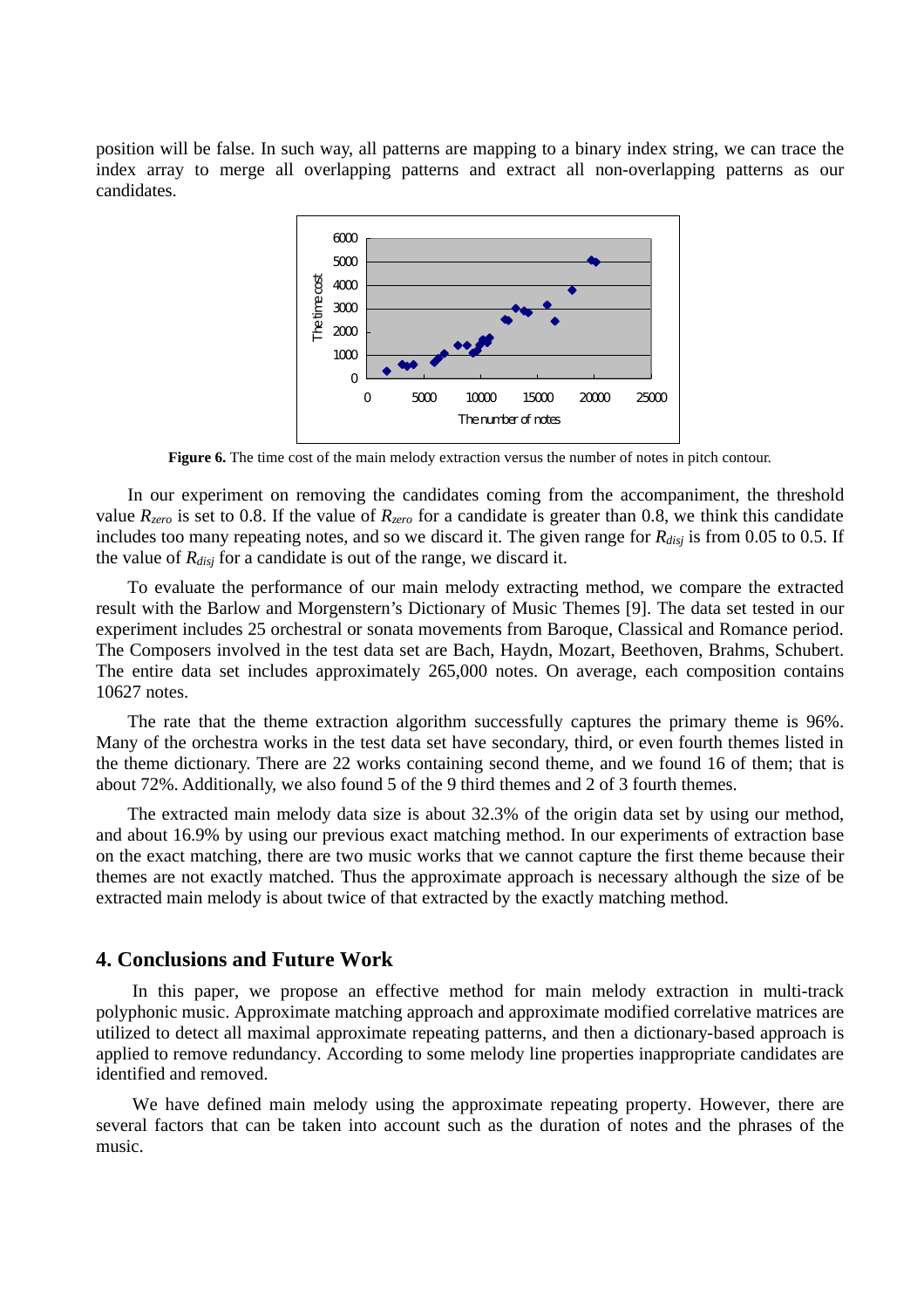position will be false. In such way, all patterns are mapping to a binary index string, we can trace the index array to merge all overlapping patterns and extract all non-overlapping patterns as our candidates.

**Figure 6.** The time cost of the main melody extraction versus the number of notes in pitch contour.

In our experiment on removing the candidates coming from the accompaniment, the threshold value $R_{zero}$ is set to 0.8. If the value of $R_{zero}$ for a candidate is greater than 0.8, we think this candidate includes too many repeating notes, and so we discard it. The given range for $R_{disj}$ is from 0.05 to 0.5. If the value of $R_{disj}$ for a candidate is out of the range, we discard it.

To evaluate the performance of our main melody extracting method, we compare the extracted result with the Barlow and Morgenstern's Dictionary of Music Themes [9]. The data set tested in our experiment includes 25 orchestral or sonata movements from Baroque, Classical and Romance period. The Composers involved in the test data set are Bach, Haydn, Mozart, Beethoven, Brahms, Schubert. The entire data set includes approximately 265,000 notes. On average, each composition contains 10627 notes.

The rate that the theme extraction algorithm successfully captures the primary theme is 96%. Many of the orchestra works in the test data set have secondary, third, or even fourth themes listed in the theme dictionary. There are 22 works containing second theme, and we found 16 of them; that is about 72%. Additionally, we also found 5 of the 9 third themes and 2 of 3 fourth themes.

The extracted main melody data size is about 32.3% of the origin data set by using our method, and about 16.9% by using our previous exact matching method. In our experiments of extraction base on the exact matching, there are two music works that we cannot capture the first theme because their themes are not exactly matched. Thus the approximate approach is necessary although the size of be extracted main melody is about twice of that extracted by the exactly matching method.

## 4. Conclusions and Future Work

In this paper, we propose an effective method for main melody extraction in multi-track polyphonic music. Approximate matching approach and approximate modified correlative matrices are utilized to detect all maximal approximate repeating patterns, and then a dictionary-based approach is applied to remove redundancy. According to some melody line properties inappropriate candidates are identified and removed.

We have defined main melody using the approximate repeating property. However, there are several factors that can be taken into account such as the duration of notes and the phrases of the music.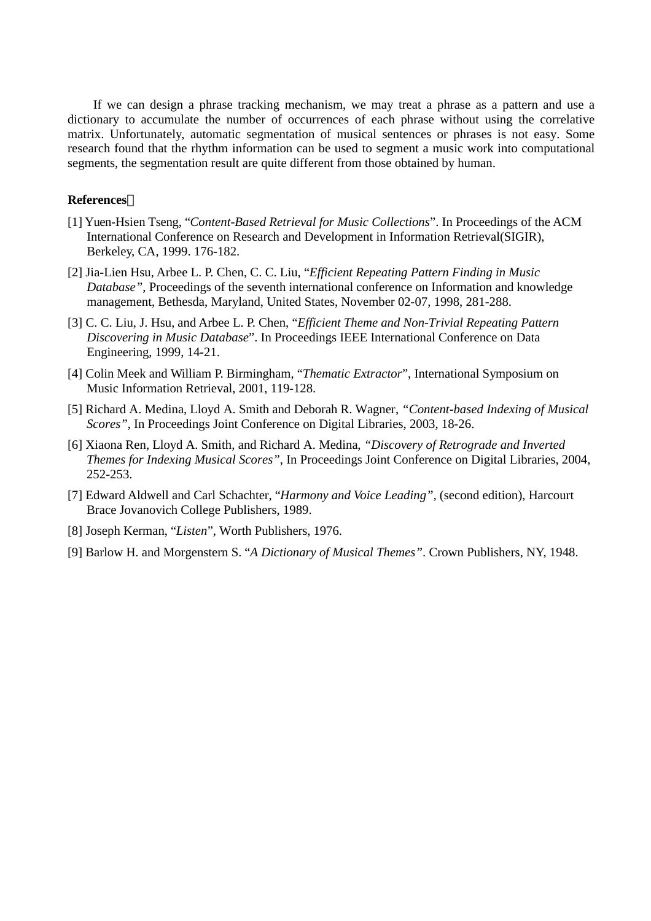If we can design a phrase tracking mechanism, we may treat a phrase as a pattern and use a dictionary to accumulate the number of occurrences of each phrase without using the correlative matrix. Unfortunately, automatic segmentation of musical sentences or phrases is not easy. Some research found that the rhythm information can be used to segment a music work into computational segments, the segmentation result are quite different from those obtained by human.

**References**：

[1] Yuen-Hsien Tseng, "*Content-Based Retrieval for Music Collections*". In Proceedings of the ACM International Conference on Research and Development in Information Retrieval(SIGIR), Berkeley, CA, 1999. 176-182.

[2] Jia-Lien Hsu, Arbee L. P. Chen, C. C. Liu, "*Efficient Repeating Pattern Finding in Music Database"*, Proceedings of the seventh international conference on Information and knowledge management, Bethesda, Maryland, United States, November 02-07, 1998, 281-288.

[3] C. C. Liu, J. Hsu, and Arbee L. P. Chen, "*Efficient Theme and Non-Trivial Repeating Pattern Discovering in Music Database*". In Proceedings IEEE International Conference on Data Engineering, 1999, 14-21.

[4] Colin Meek and William P. Birmingham, "*Thematic Extractor*", International Symposium on Music Information Retrieval, 2001, 119-128.

[5] Richard A. Medina, Lloyd A. Smith and Deborah R. Wagner, *"Content-based Indexing of Musical Scores"*, In Proceedings Joint Conference on Digital Libraries, 2003, 18-26.

[6] Xiaona Ren, Lloyd A. Smith, and Richard A. Medina, *"Discovery of Retrograde and Inverted Themes for Indexing Musical Scores"*, In Proceedings Joint Conference on Digital Libraries, 2004, 252-253.

[7] Edward Aldwell and Carl Schachter, "*Harmony and Voice Leading"*, (second edition), Harcourt Brace Jovanovich College Publishers, 1989.

[8] Joseph Kerman, "*Listen*", Worth Publishers, 1976.

[9] Barlow H. and Morgenstern S. "*A Dictionary of Musical Themes"*. Crown Publishers, NY, 1948.